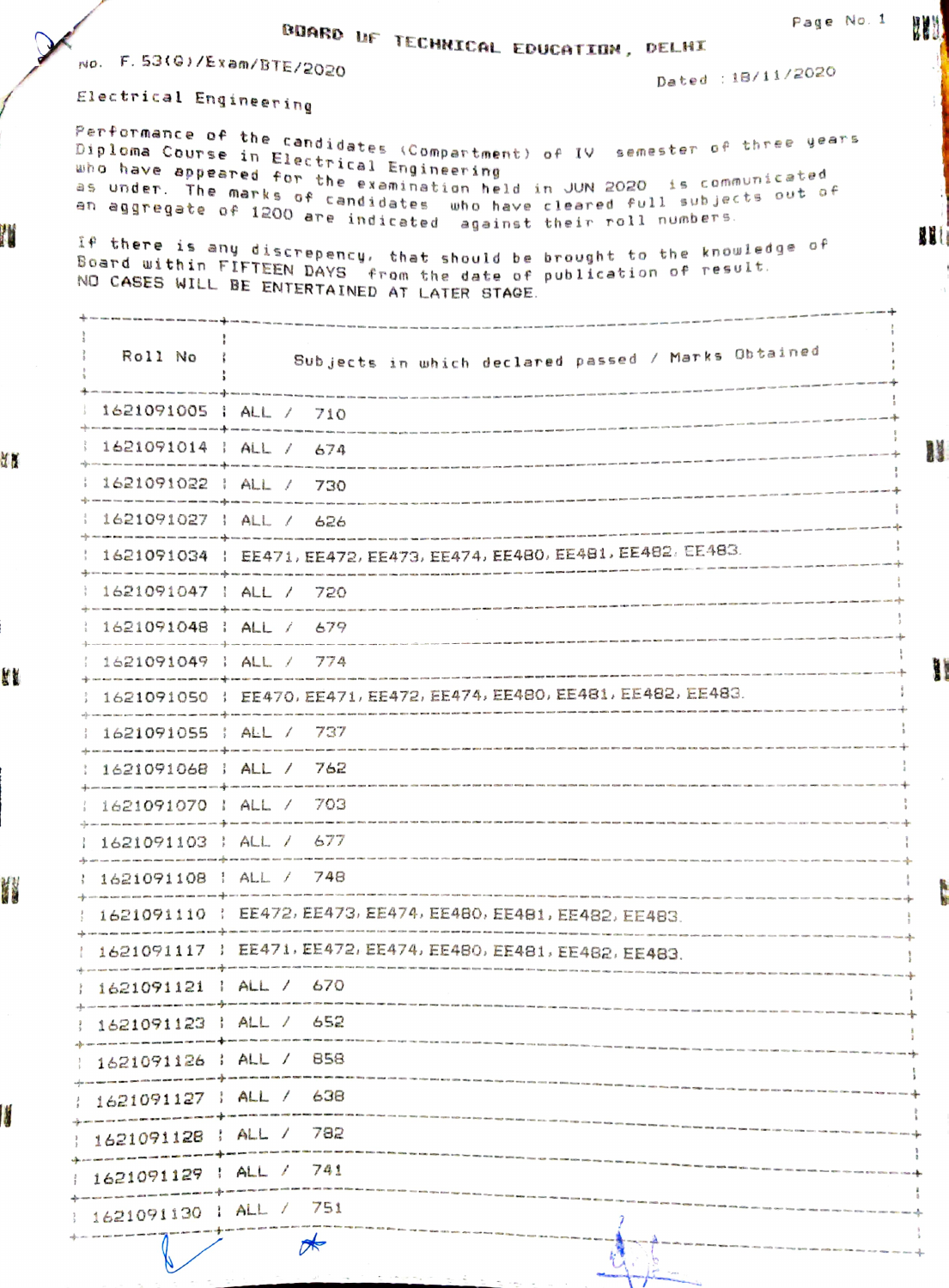# BOARD OF TECHNICAL EDUCATION, DELHI

No. F.53(G)/Exam/BTE/2020

Dated : 18/11/2020

Electrical Engineering

Performance of the candidates (Compartment) of IV semester of three years Diploma Course in Electrical Engineering who have appeared for the examination held in JUN 2020 is communicated as under. The marks of candidates who have cleared full subjects out of an aggregate of 1200 are indicated against their roll numbers.

If there is any discrepency, that should be brought to the knowledge of Board within FIFTEEN DAYS from the date of publication of result. NO CASES WILL BE ENTERTAINED AT LATER STAGE.

| Roll No | Subjects in which declared passed / Marks Obtained |
|---|---|
| 1621091005 | ALL / 710 |
| 1621091014 | ALL / 674 |
| 1621091022 | ALL / 730 |
| 1621091027 | ALL / 626 |
| 1621091034 | EE471, EE472, EE473, EE474, EE480, EE481, EE482, EE483. |
| 1621091047 | ALL / 720 |
| 1621091048 | ALL / 679 |
| 1621091049 | ALL / 774 |
| 1621091050 | EE470, EE471, EE472, EE474, EE480, EE481, EE482, EE483. |
| 1621091055 | ALL / 737 |
| 1621091068 | ALL / 762 |
| 1621091070 | ALL / 703 |
| 1621091103 | ALL / 677 |
| 1621091108 | ALL / 748 |
| 1621091110 | EE472, EE473, EE474, EE480, EE481, EE482, EE483. |
| 1621091117 | EE471, EE472, EE474, EE480, EE481, EE482, EE483. |
| 1621091121 | ALL / 670 |
| 1621091123 | ALL / 652 |
| 1621091126 | ALL / 858 |
| 1621091127 | ALL / 638 |
| 1621091128 | ALL / 782 |
| 1621091129 | ALL / 741 |
| 1621091130 | ALL / 751 |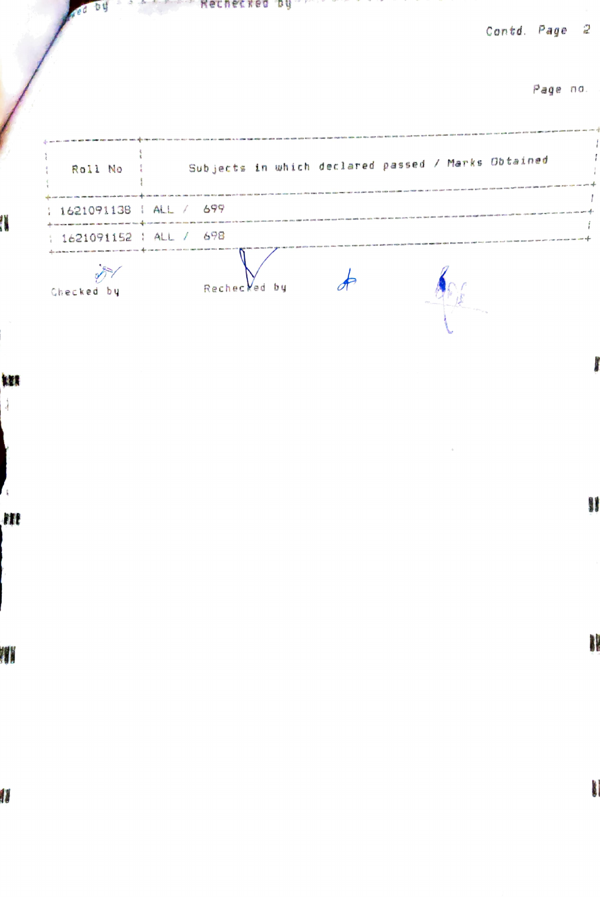Contd. Page 2

Page no.

| Roll No | Subjects in which declared passed / Marks Obtained |
|---|---|
| 1621091138 | ALL / 699 |
| 1621091152 | ALL / 698 |

Checked by &nbsp;&nbsp;&nbsp;&nbsp;&nbsp;&nbsp;&nbsp;&nbsp; Rechecked by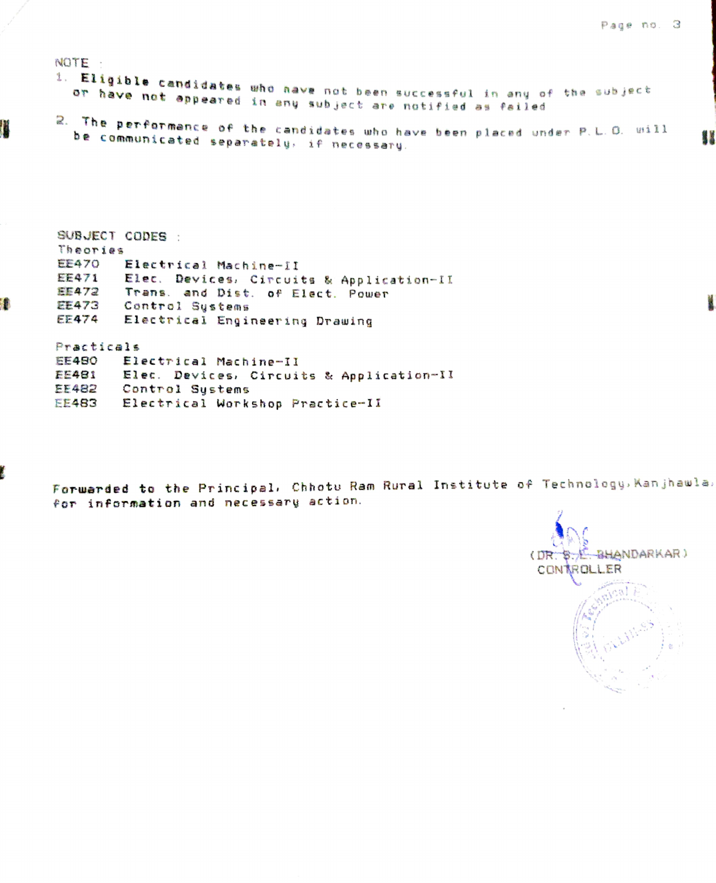NOTE :

1. Eligible candidates who have not been successful in any of the subject or have not appeared in any subject are notified as failed

2. The performance of the candidates who have been placed under P. L. O. will be communicated separately, if necessary.

SUBJECT CODES :

Theories

| | |
|---|---|
| EE470 | Electrical Machine-II |
| EE471 | Elec. Devices, Circuits & Application-II |
| EE472 | Trans. and Dist. of Elect. Power |
| EE473 | Control Systems |
| EE474 | Electrical Engineering Drawing |

Practicals

| | |
|---|---|
| EE480 | Electrical Machine-II |
| EE481 | Elec. Devices, Circuits & Application-II |
| EE482 | Control Systems |
| EE483 | Electrical Workshop Practice-II |

Forwarded to the Principal, Chhotu Ram Rural Institute of Technology, Kanjhawla, for information and necessary action.

(DR. S. L. BHANDARKAR)
CONTROLLER